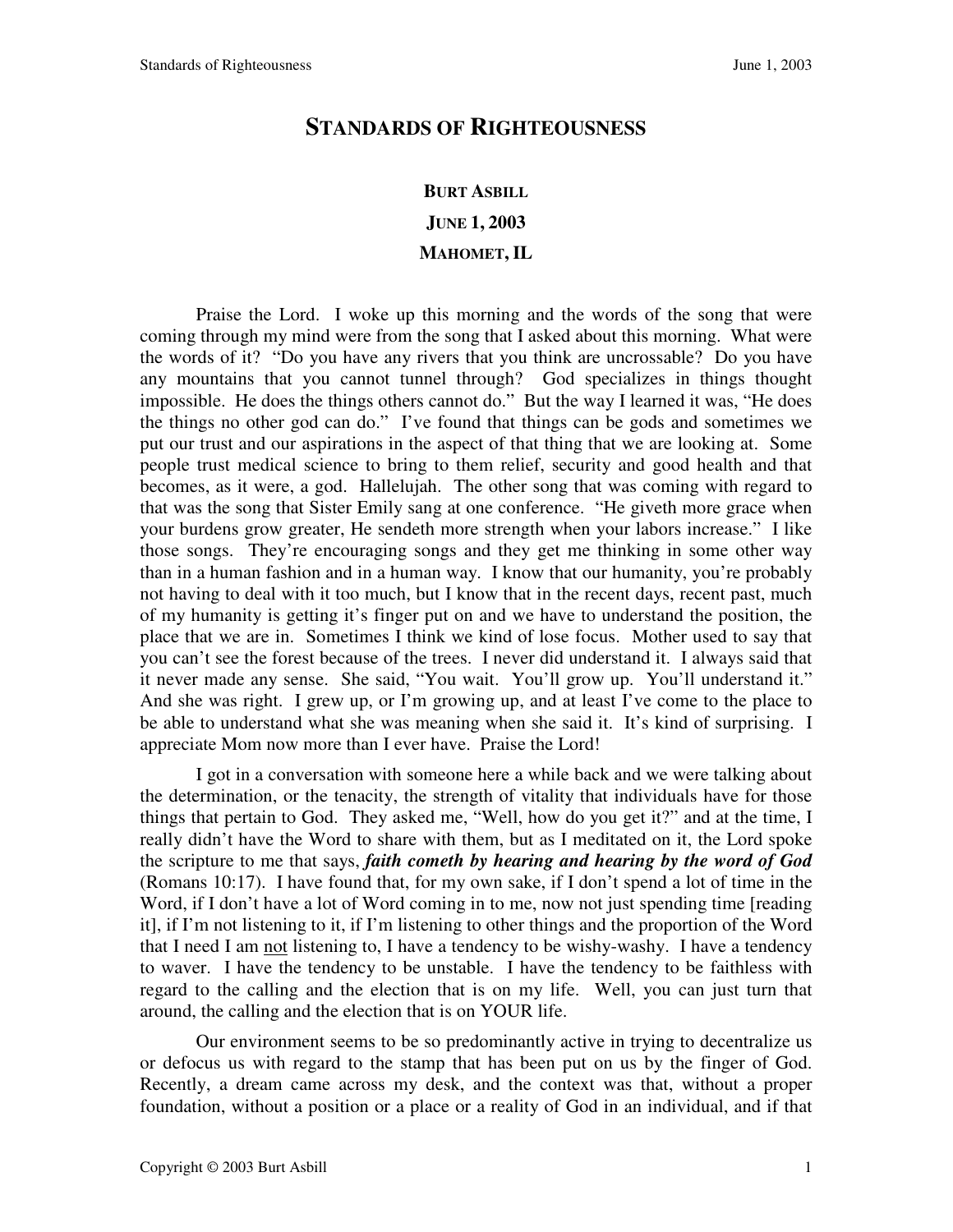# STANDARDS OF RIGHTEOUSNESS

**BURT ASBILL**

**JUNE 1, 2003**

**MAHOMET, IL**

Praise the Lord. I woke up this morning and the words of the song that were coming through my mind were from the song that I asked about this morning. What were the words of it? "Do you have any rivers that you think are uncrossable? Do you have any mountains that you cannot tunnel through? God specializes in things thought impossible. He does the things others cannot do." But the way I learned it was, "He does the things no other god can do." I've found that things can be gods and sometimes we put our trust and our aspirations in the aspect of that thing that we are looking at. Some people trust medical science to bring to them relief, security and good health and that becomes, as it were, a god. Hallelujah. The other song that was coming with regard to that was the song that Sister Emily sang at one conference. "He giveth more grace when your burdens grow greater, He sendeth more strength when your labors increase." I like those songs. They're encouraging songs and they get me thinking in some other way than in a human fashion and in a human way. I know that our humanity, you're probably not having to deal with it too much, but I know that in the recent days, recent past, much of my humanity is getting it's finger put on and we have to understand the position, the place that we are in. Sometimes I think we kind of lose focus. Mother used to say that you can't see the forest because of the trees. I never did understand it. I always said that it never made any sense. She said, "You wait. You'll grow up. You'll understand it." And she was right. I grew up, or I'm growing up, and at least I've come to the place to be able to understand what she was meaning when she said it. It's kind of surprising. I appreciate Mom now more than I ever have. Praise the Lord!

I got in a conversation with someone here a while back and we were talking about the determination, or the tenacity, the strength of vitality that individuals have for those things that pertain to God. They asked me, "Well, how do you get it?" and at the time, I really didn't have the Word to share with them, but as I meditated on it, the Lord spoke the scripture to me that says, ***faith cometh by hearing and hearing by the word of God*** (Romans 10:17). I have found that, for my own sake, if I don't spend a lot of time in the Word, if I don't have a lot of Word coming in to me, now not just spending time [reading it], if I'm not listening to it, if I'm listening to other things and the proportion of the Word that I need I am <u>not</u> listening to, I have a tendency to be wishy-washy. I have a tendency to waver. I have the tendency to be unstable. I have the tendency to be faithless with regard to the calling and the election that is on my life. Well, you can just turn that around, the calling and the election that is on YOUR life.

Our environment seems to be so predominantly active in trying to decentralize us or defocus us with regard to the stamp that has been put on us by the finger of God. Recently, a dream came across my desk, and the context was that, without a proper foundation, without a position or a place or a reality of God in an individual, and if that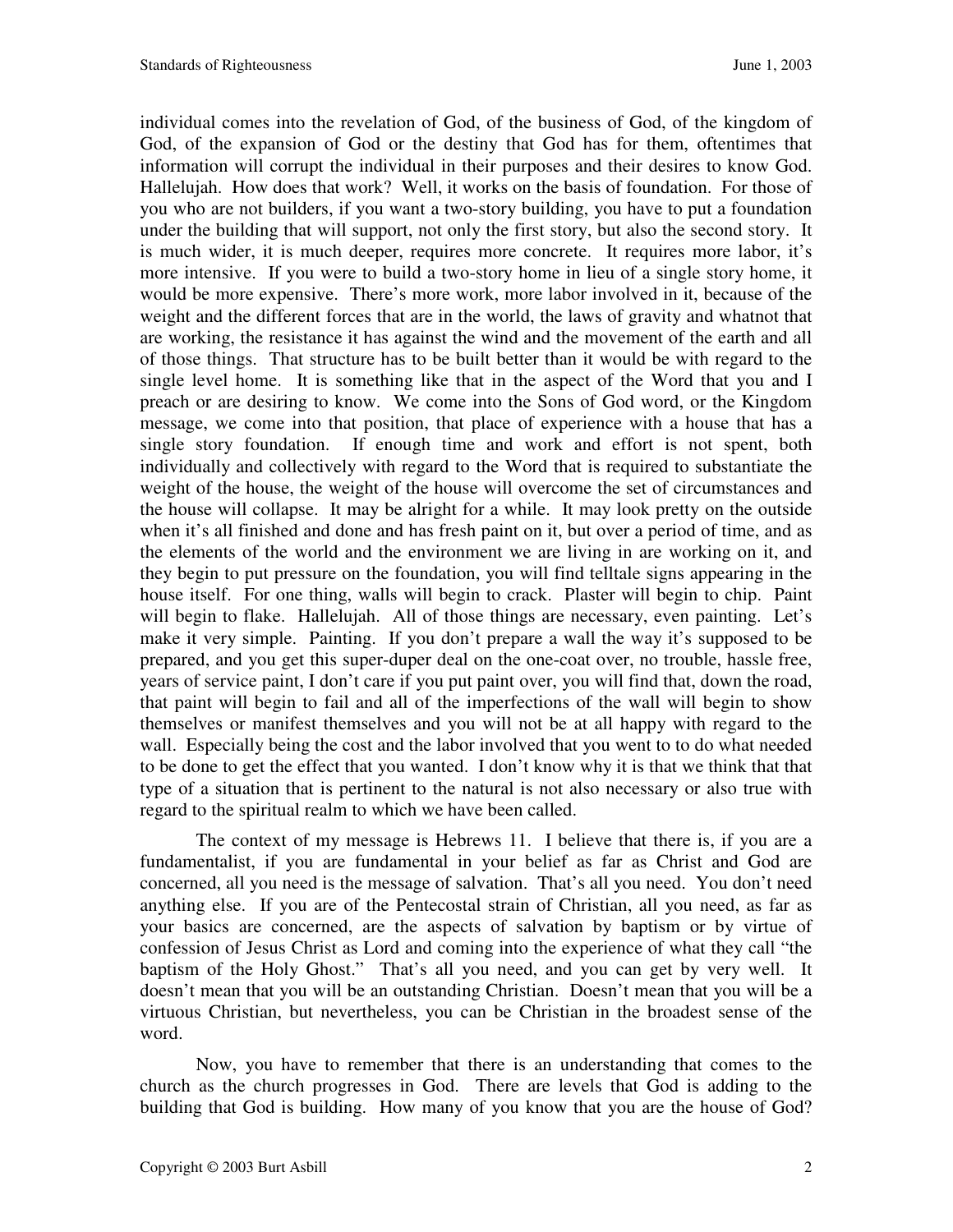individual comes into the revelation of God, of the business of God, of the kingdom of God, of the expansion of God or the destiny that God has for them, oftentimes that information will corrupt the individual in their purposes and their desires to know God. Hallelujah. How does that work? Well, it works on the basis of foundation. For those of you who are not builders, if you want a two-story building, you have to put a foundation under the building that will support, not only the first story, but also the second story. It is much wider, it is much deeper, requires more concrete. It requires more labor, it's more intensive. If you were to build a two-story home in lieu of a single story home, it would be more expensive. There's more work, more labor involved in it, because of the weight and the different forces that are in the world, the laws of gravity and whatnot that are working, the resistance it has against the wind and the movement of the earth and all of those things. That structure has to be built better than it would be with regard to the single level home. It is something like that in the aspect of the Word that you and I preach or are desiring to know. We come into the Sons of God word, or the Kingdom message, we come into that position, that place of experience with a house that has a single story foundation. If enough time and work and effort is not spent, both individually and collectively with regard to the Word that is required to substantiate the weight of the house, the weight of the house will overcome the set of circumstances and the house will collapse. It may be alright for a while. It may look pretty on the outside when it's all finished and done and has fresh paint on it, but over a period of time, and as the elements of the world and the environment we are living in are working on it, and they begin to put pressure on the foundation, you will find telltale signs appearing in the house itself. For one thing, walls will begin to crack. Plaster will begin to chip. Paint will begin to flake. Hallelujah. All of those things are necessary, even painting. Let's make it very simple. Painting. If you don't prepare a wall the way it's supposed to be prepared, and you get this super-duper deal on the one-coat over, no trouble, hassle free, years of service paint, I don't care if you put paint over, you will find that, down the road, that paint will begin to fail and all of the imperfections of the wall will begin to show themselves or manifest themselves and you will not be at all happy with regard to the wall. Especially being the cost and the labor involved that you went to to do what needed to be done to get the effect that you wanted. I don't know why it is that we think that that type of a situation that is pertinent to the natural is not also necessary or also true with regard to the spiritual realm to which we have been called.

The context of my message is Hebrews 11. I believe that there is, if you are a fundamentalist, if you are fundamental in your belief as far as Christ and God are concerned, all you need is the message of salvation. That's all you need. You don't need anything else. If you are of the Pentecostal strain of Christian, all you need, as far as your basics are concerned, are the aspects of salvation by baptism or by virtue of confession of Jesus Christ as Lord and coming into the experience of what they call "the baptism of the Holy Ghost." That's all you need, and you can get by very well. It doesn't mean that you will be an outstanding Christian. Doesn't mean that you will be a virtuous Christian, but nevertheless, you can be Christian in the broadest sense of the word.

Now, you have to remember that there is an understanding that comes to the church as the church progresses in God. There are levels that God is adding to the building that God is building. How many of you know that you are the house of God?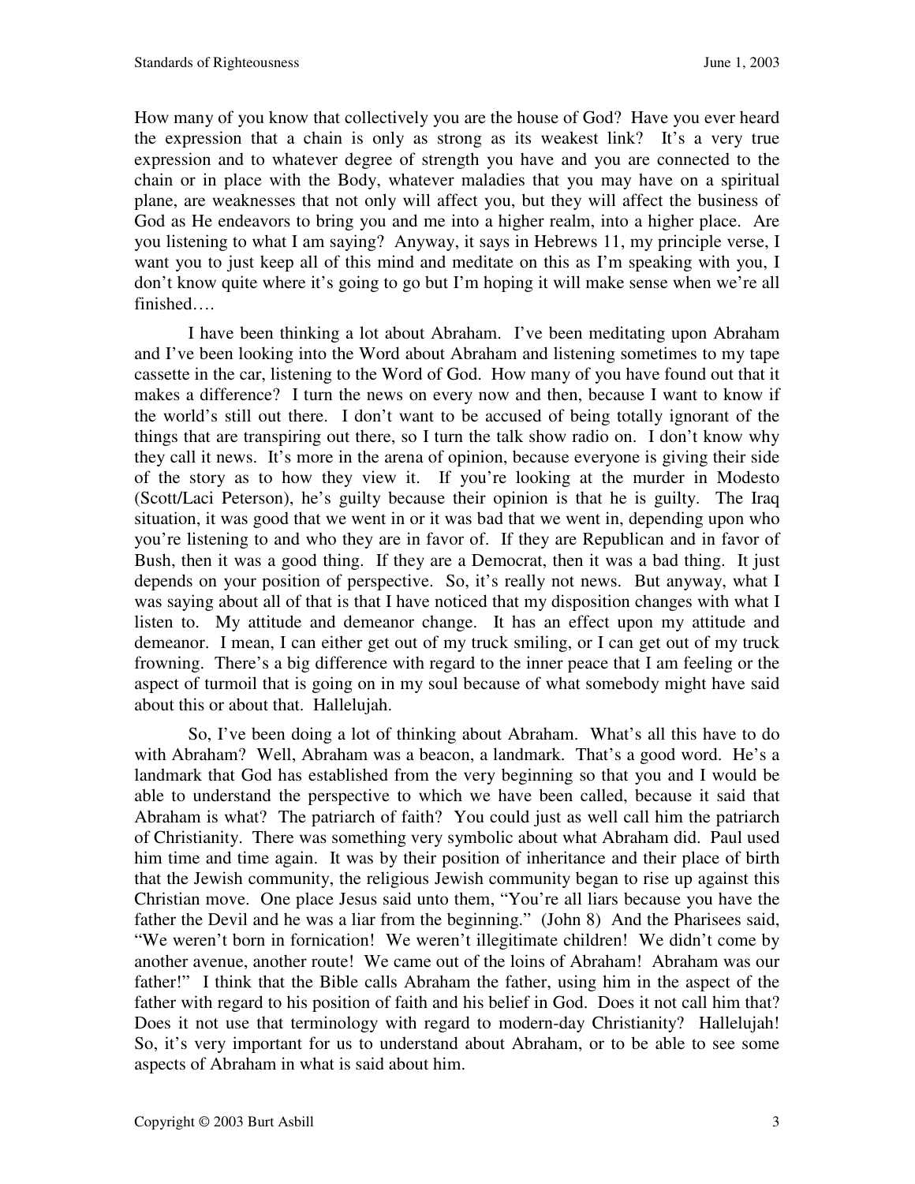How many of you know that collectively you are the house of God? Have you ever heard the expression that a chain is only as strong as its weakest link? It's a very true expression and to whatever degree of strength you have and you are connected to the chain or in place with the Body, whatever maladies that you may have on a spiritual plane, are weaknesses that not only will affect you, but they will affect the business of God as He endeavors to bring you and me into a higher realm, into a higher place. Are you listening to what I am saying? Anyway, it says in Hebrews 11, my principle verse, I want you to just keep all of this mind and meditate on this as I'm speaking with you, I don't know quite where it's going to go but I'm hoping it will make sense when we're all finished….

I have been thinking a lot about Abraham. I've been meditating upon Abraham and I've been looking into the Word about Abraham and listening sometimes to my tape cassette in the car, listening to the Word of God. How many of you have found out that it makes a difference? I turn the news on every now and then, because I want to know if the world's still out there. I don't want to be accused of being totally ignorant of the things that are transpiring out there, so I turn the talk show radio on. I don't know why they call it news. It's more in the arena of opinion, because everyone is giving their side of the story as to how they view it. If you're looking at the murder in Modesto (Scott/Laci Peterson), he's guilty because their opinion is that he is guilty. The Iraq situation, it was good that we went in or it was bad that we went in, depending upon who you're listening to and who they are in favor of. If they are Republican and in favor of Bush, then it was a good thing. If they are a Democrat, then it was a bad thing. It just depends on your position of perspective. So, it's really not news. But anyway, what I was saying about all of that is that I have noticed that my disposition changes with what I listen to. My attitude and demeanor change. It has an effect upon my attitude and demeanor. I mean, I can either get out of my truck smiling, or I can get out of my truck frowning. There's a big difference with regard to the inner peace that I am feeling or the aspect of turmoil that is going on in my soul because of what somebody might have said about this or about that. Hallelujah.

So, I've been doing a lot of thinking about Abraham. What's all this have to do with Abraham? Well, Abraham was a beacon, a landmark. That's a good word. He's a landmark that God has established from the very beginning so that you and I would be able to understand the perspective to which we have been called, because it said that Abraham is what? The patriarch of faith? You could just as well call him the patriarch of Christianity. There was something very symbolic about what Abraham did. Paul used him time and time again. It was by their position of inheritance and their place of birth that the Jewish community, the religious Jewish community began to rise up against this Christian move. One place Jesus said unto them, "You're all liars because you have the father the Devil and he was a liar from the beginning." (John 8) And the Pharisees said, "We weren't born in fornication! We weren't illegitimate children! We didn't come by another avenue, another route! We came out of the loins of Abraham! Abraham was our father!" I think that the Bible calls Abraham the father, using him in the aspect of the father with regard to his position of faith and his belief in God. Does it not call him that? Does it not use that terminology with regard to modern-day Christianity? Hallelujah! So, it's very important for us to understand about Abraham, or to be able to see some aspects of Abraham in what is said about him.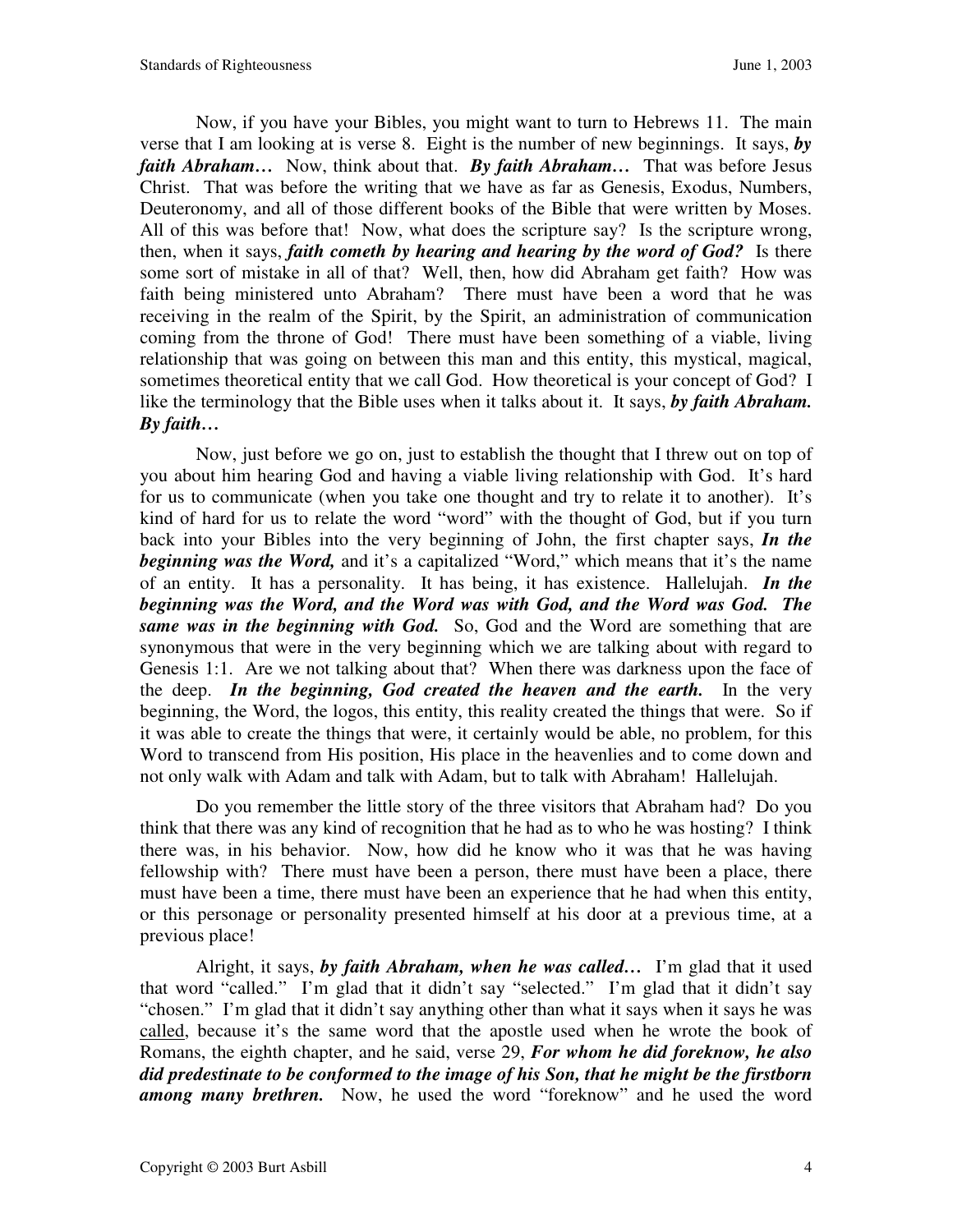Now, if you have your Bibles, you might want to turn to Hebrews 11. The main verse that I am looking at is verse 8. Eight is the number of new beginnings. It says, ***by faith Abraham…*** Now, think about that. ***By faith Abraham…*** That was before Jesus Christ. That was before the writing that we have as far as Genesis, Exodus, Numbers, Deuteronomy, and all of those different books of the Bible that were written by Moses. All of this was before that! Now, what does the scripture say? Is the scripture wrong, then, when it says, ***faith cometh by hearing and hearing by the word of God?*** Is there some sort of mistake in all of that? Well, then, how did Abraham get faith? How was faith being ministered unto Abraham? There must have been a word that he was receiving in the realm of the Spirit, by the Spirit, an administration of communication coming from the throne of God! There must have been something of a viable, living relationship that was going on between this man and this entity, this mystical, magical, sometimes theoretical entity that we call God. How theoretical is your concept of God? I like the terminology that the Bible uses when it talks about it. It says, ***by faith Abraham. By faith…***

Now, just before we go on, just to establish the thought that I threw out on top of you about him hearing God and having a viable living relationship with God. It's hard for us to communicate (when you take one thought and try to relate it to another). It's kind of hard for us to relate the word "word" with the thought of God, but if you turn back into your Bibles into the very beginning of John, the first chapter says, ***In the beginning was the Word,*** and it's a capitalized "Word," which means that it's the name of an entity. It has a personality. It has being, it has existence. Hallelujah. ***In the beginning was the Word, and the Word was with God, and the Word was God. The same was in the beginning with God.*** So, God and the Word are something that are synonymous that were in the very beginning which we are talking about with regard to Genesis 1:1. Are we not talking about that? When there was darkness upon the face of the deep. ***In the beginning, God created the heaven and the earth.*** In the very beginning, the Word, the logos, this entity, this reality created the things that were. So if it was able to create the things that were, it certainly would be able, no problem, for this Word to transcend from His position, His place in the heavenlies and to come down and not only walk with Adam and talk with Adam, but to talk with Abraham! Hallelujah.

Do you remember the little story of the three visitors that Abraham had? Do you think that there was any kind of recognition that he had as to who he was hosting? I think there was, in his behavior. Now, how did he know who it was that he was having fellowship with? There must have been a person, there must have been a place, there must have been a time, there must have been an experience that he had when this entity, or this personage or personality presented himself at his door at a previous time, at a previous place!

Alright, it says, ***by faith Abraham, when he was called…*** I'm glad that it used that word "called." I'm glad that it didn't say "selected." I'm glad that it didn't say "chosen." I'm glad that it didn't say anything other than what it says when it says he was <u>called</u>, because it's the same word that the apostle used when he wrote the book of Romans, the eighth chapter, and he said, verse 29, ***For whom he did foreknow, he also did predestinate to be conformed to the image of his Son, that he might be the firstborn among many brethren.*** Now, he used the word "foreknow" and he used the word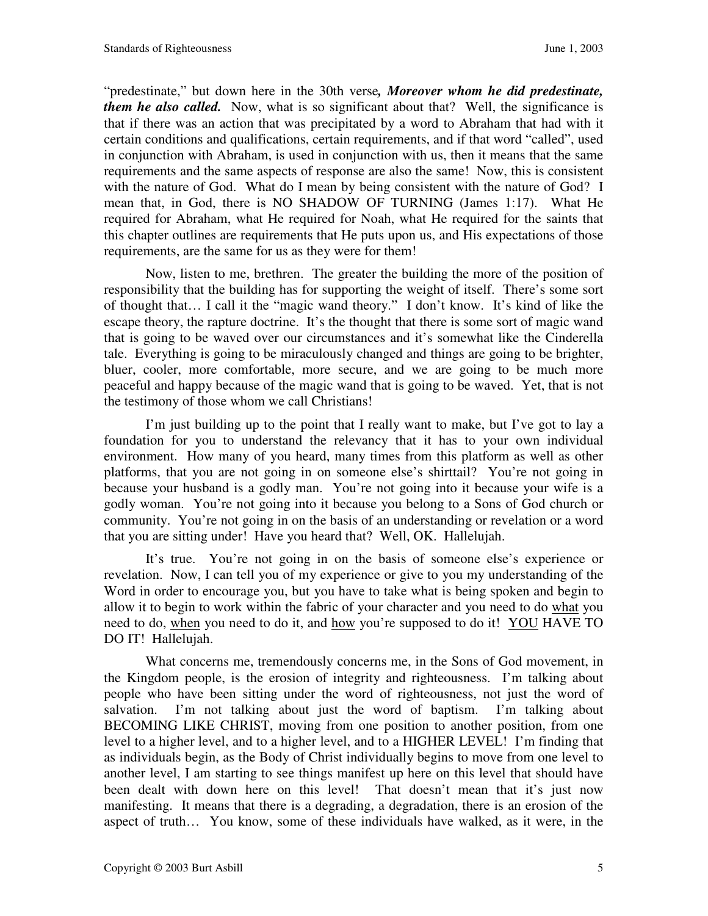"predestinate," but down here in the 30th verse***, Moreover whom he did predestinate, them he also called.*** Now, what is so significant about that? Well, the significance is that if there was an action that was precipitated by a word to Abraham that had with it certain conditions and qualifications, certain requirements, and if that word "called", used in conjunction with Abraham, is used in conjunction with us, then it means that the same requirements and the same aspects of response are also the same! Now, this is consistent with the nature of God. What do I mean by being consistent with the nature of God? I mean that, in God, there is NO SHADOW OF TURNING (James 1:17). What He required for Abraham, what He required for Noah, what He required for the saints that this chapter outlines are requirements that He puts upon us, and His expectations of those requirements, are the same for us as they were for them!

Now, listen to me, brethren. The greater the building the more of the position of responsibility that the building has for supporting the weight of itself. There's some sort of thought that… I call it the "magic wand theory." I don't know. It's kind of like the escape theory, the rapture doctrine. It's the thought that there is some sort of magic wand that is going to be waved over our circumstances and it's somewhat like the Cinderella tale. Everything is going to be miraculously changed and things are going to be brighter, bluer, cooler, more comfortable, more secure, and we are going to be much more peaceful and happy because of the magic wand that is going to be waved. Yet, that is not the testimony of those whom we call Christians!

I'm just building up to the point that I really want to make, but I've got to lay a foundation for you to understand the relevancy that it has to your own individual environment. How many of you heard, many times from this platform as well as other platforms, that you are not going in on someone else's shirttail? You're not going in because your husband is a godly man. You're not going into it because your wife is a godly woman. You're not going into it because you belong to a Sons of God church or community. You're not going in on the basis of an understanding or revelation or a word that you are sitting under! Have you heard that? Well, OK. Hallelujah.

It's true. You're not going in on the basis of someone else's experience or revelation. Now, I can tell you of my experience or give to you my understanding of the Word in order to encourage you, but you have to take what is being spoken and begin to allow it to begin to work within the fabric of your character and you need to do <u>what</u> you need to do, <u>when</u> you need to do it, and <u>how</u> you're supposed to do it! <u>YOU</u> HAVE TO DO IT! Hallelujah.

What concerns me, tremendously concerns me, in the Sons of God movement, in the Kingdom people, is the erosion of integrity and righteousness. I'm talking about people who have been sitting under the word of righteousness, not just the word of salvation. I'm not talking about just the word of baptism. I'm talking about BECOMING LIKE CHRIST, moving from one position to another position, from one level to a higher level, and to a higher level, and to a HIGHER LEVEL! I'm finding that as individuals begin, as the Body of Christ individually begins to move from one level to another level, I am starting to see things manifest up here on this level that should have been dealt with down here on this level! That doesn't mean that it's just now manifesting. It means that there is a degrading, a degradation, there is an erosion of the aspect of truth… You know, some of these individuals have walked, as it were, in the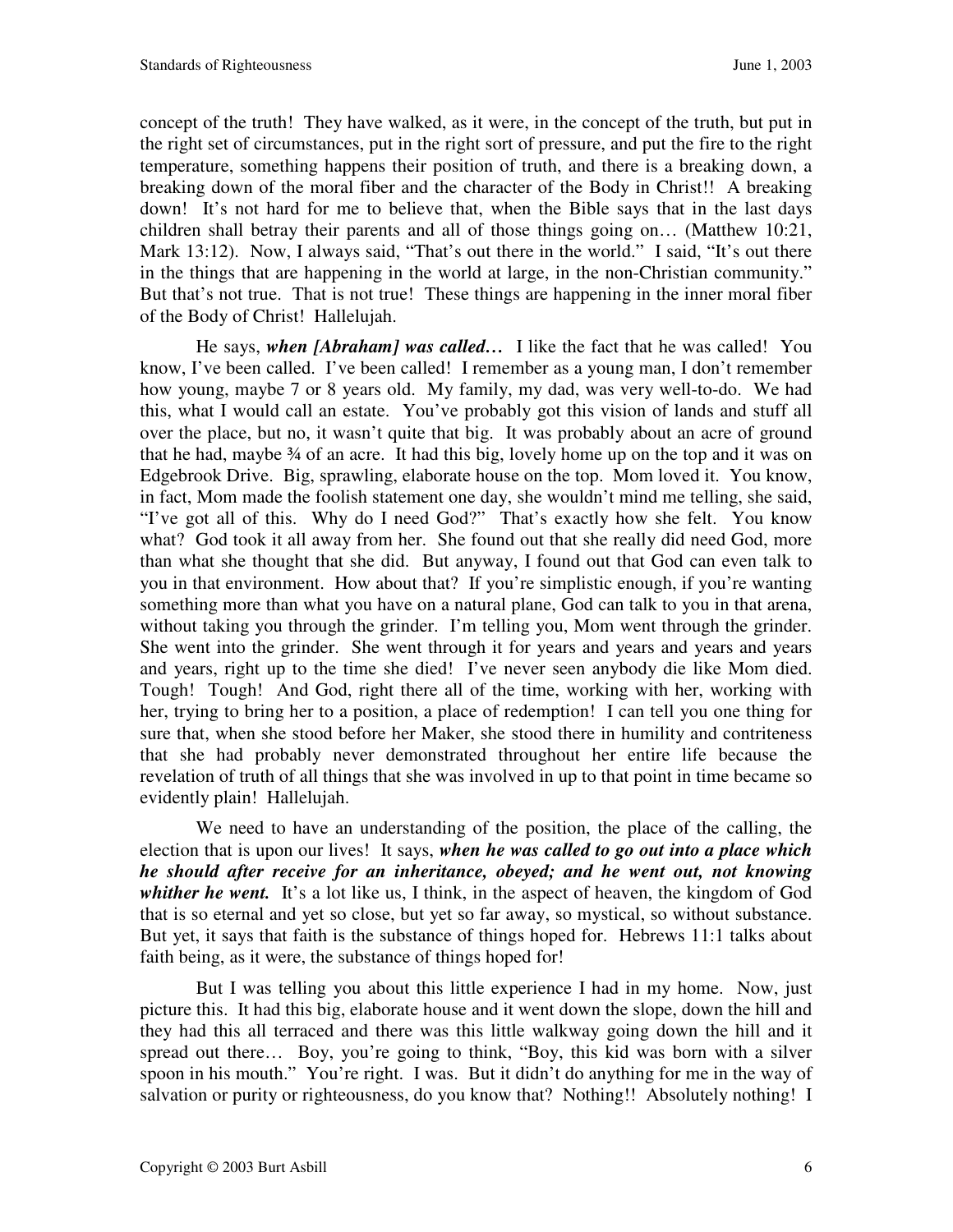concept of the truth! They have walked, as it were, in the concept of the truth, but put in the right set of circumstances, put in the right sort of pressure, and put the fire to the right temperature, something happens their position of truth, and there is a breaking down, a breaking down of the moral fiber and the character of the Body in Christ!! A breaking down! It's not hard for me to believe that, when the Bible says that in the last days children shall betray their parents and all of those things going on… (Matthew 10:21, Mark 13:12). Now, I always said, "That's out there in the world." I said, "It's out there in the things that are happening in the world at large, in the non-Christian community." But that's not true. That is not true! These things are happening in the inner moral fiber of the Body of Christ! Hallelujah.

He says, ***when [Abraham] was called…*** I like the fact that he was called! You know, I've been called. I've been called! I remember as a young man, I don't remember how young, maybe 7 or 8 years old. My family, my dad, was very well-to-do. We had this, what I would call an estate. You've probably got this vision of lands and stuff all over the place, but no, it wasn't quite that big. It was probably about an acre of ground that he had, maybe ¾ of an acre. It had this big, lovely home up on the top and it was on Edgebrook Drive. Big, sprawling, elaborate house on the top. Mom loved it. You know, in fact, Mom made the foolish statement one day, she wouldn't mind me telling, she said, "I've got all of this. Why do I need God?" That's exactly how she felt. You know what? God took it all away from her. She found out that she really did need God, more than what she thought that she did. But anyway, I found out that God can even talk to you in that environment. How about that? If you're simplistic enough, if you're wanting something more than what you have on a natural plane, God can talk to you in that arena, without taking you through the grinder. I'm telling you, Mom went through the grinder. She went into the grinder. She went through it for years and years and years and years and years, right up to the time she died! I've never seen anybody die like Mom died. Tough! Tough! And God, right there all of the time, working with her, working with her, trying to bring her to a position, a place of redemption! I can tell you one thing for sure that, when she stood before her Maker, she stood there in humility and contriteness that she had probably never demonstrated throughout her entire life because the revelation of truth of all things that she was involved in up to that point in time became so evidently plain! Hallelujah.

We need to have an understanding of the position, the place of the calling, the election that is upon our lives! It says, ***when he was called to go out into a place which he should after receive for an inheritance, obeyed; and he went out, not knowing whither he went.*** It's a lot like us, I think, in the aspect of heaven, the kingdom of God that is so eternal and yet so close, but yet so far away, so mystical, so without substance. But yet, it says that faith is the substance of things hoped for. Hebrews 11:1 talks about faith being, as it were, the substance of things hoped for!

But I was telling you about this little experience I had in my home. Now, just picture this. It had this big, elaborate house and it went down the slope, down the hill and they had this all terraced and there was this little walkway going down the hill and it spread out there… Boy, you're going to think, "Boy, this kid was born with a silver spoon in his mouth." You're right. I was. But it didn't do anything for me in the way of salvation or purity or righteousness, do you know that? Nothing!! Absolutely nothing! I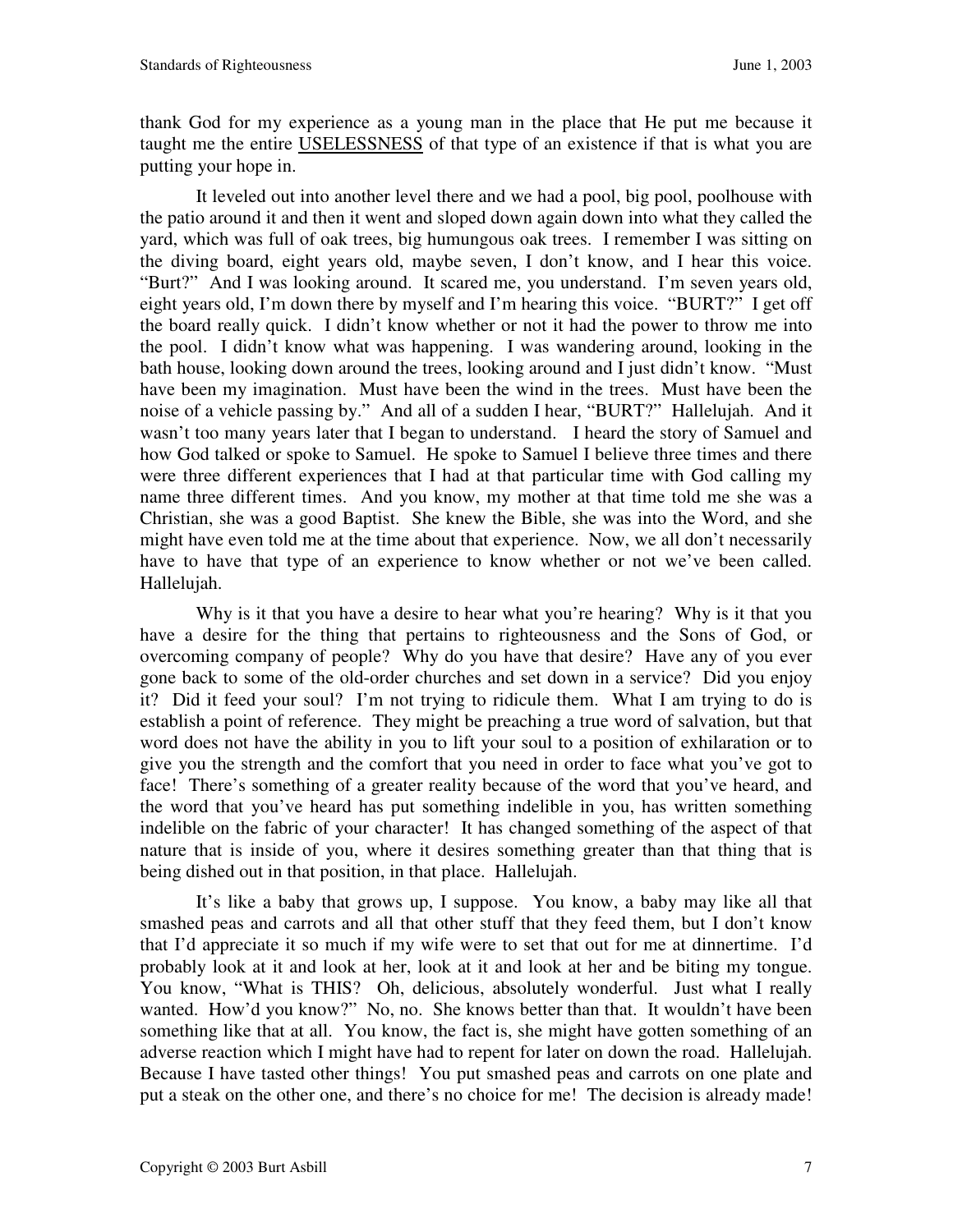thank God for my experience as a young man in the place that He put me because it taught me the entire <u>USELESSNESS</u> of that type of an existence if that is what you are putting your hope in.

It leveled out into another level there and we had a pool, big pool, poolhouse with the patio around it and then it went and sloped down again down into what they called the yard, which was full of oak trees, big humungous oak trees. I remember I was sitting on the diving board, eight years old, maybe seven, I don't know, and I hear this voice. "Burt?" And I was looking around. It scared me, you understand. I'm seven years old, eight years old, I'm down there by myself and I'm hearing this voice. "BURT?" I get off the board really quick. I didn't know whether or not it had the power to throw me into the pool. I didn't know what was happening. I was wandering around, looking in the bath house, looking down around the trees, looking around and I just didn't know. "Must have been my imagination. Must have been the wind in the trees. Must have been the noise of a vehicle passing by." And all of a sudden I hear, "BURT?" Hallelujah. And it wasn't too many years later that I began to understand. I heard the story of Samuel and how God talked or spoke to Samuel. He spoke to Samuel I believe three times and there were three different experiences that I had at that particular time with God calling my name three different times. And you know, my mother at that time told me she was a Christian, she was a good Baptist. She knew the Bible, she was into the Word, and she might have even told me at the time about that experience. Now, we all don't necessarily have to have that type of an experience to know whether or not we've been called. Hallelujah.

Why is it that you have a desire to hear what you're hearing? Why is it that you have a desire for the thing that pertains to righteousness and the Sons of God, or overcoming company of people? Why do you have that desire? Have any of you ever gone back to some of the old-order churches and set down in a service? Did you enjoy it? Did it feed your soul? I'm not trying to ridicule them. What I am trying to do is establish a point of reference. They might be preaching a true word of salvation, but that word does not have the ability in you to lift your soul to a position of exhilaration or to give you the strength and the comfort that you need in order to face what you've got to face! There's something of a greater reality because of the word that you've heard, and the word that you've heard has put something indelible in you, has written something indelible on the fabric of your character! It has changed something of the aspect of that nature that is inside of you, where it desires something greater than that thing that is being dished out in that position, in that place. Hallelujah.

It's like a baby that grows up, I suppose. You know, a baby may like all that smashed peas and carrots and all that other stuff that they feed them, but I don't know that I'd appreciate it so much if my wife were to set that out for me at dinnertime. I'd probably look at it and look at her, look at it and look at her and be biting my tongue. You know, "What is THIS? Oh, delicious, absolutely wonderful. Just what I really wanted. How'd you know?" No, no. She knows better than that. It wouldn't have been something like that at all. You know, the fact is, she might have gotten something of an adverse reaction which I might have had to repent for later on down the road. Hallelujah. Because I have tasted other things! You put smashed peas and carrots on one plate and put a steak on the other one, and there's no choice for me! The decision is already made!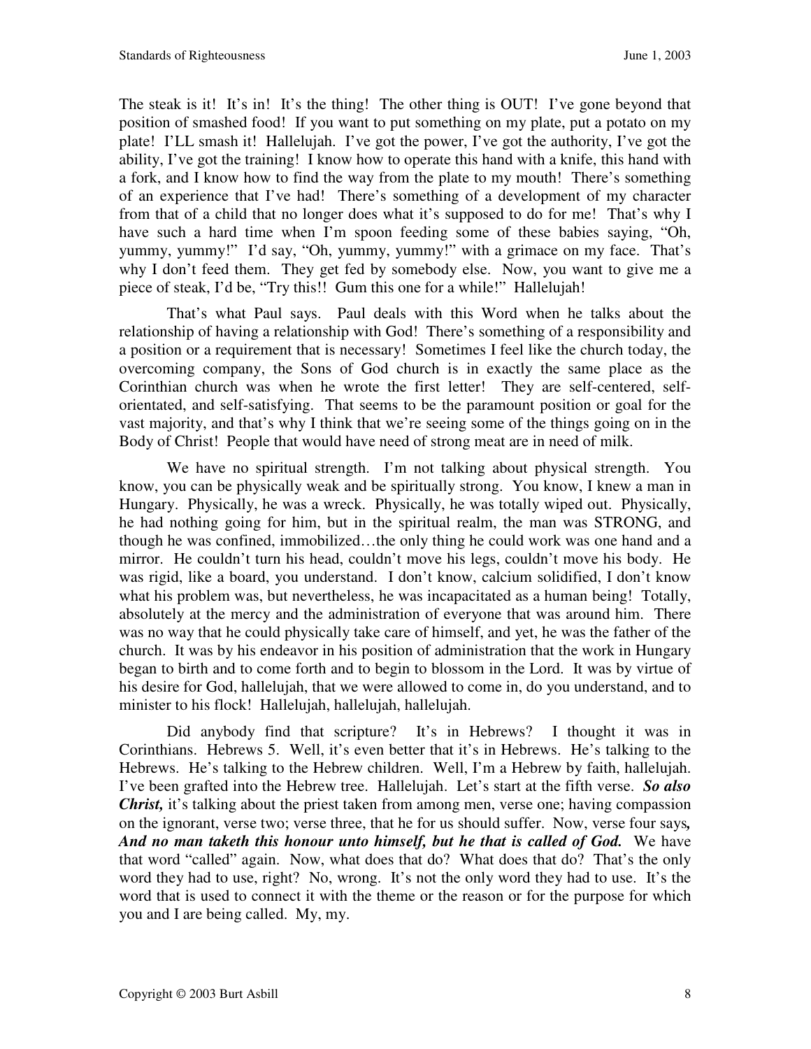The steak is it! It's in! It's the thing! The other thing is OUT! I've gone beyond that position of smashed food! If you want to put something on my plate, put a potato on my plate! I'LL smash it! Hallelujah. I've got the power, I've got the authority, I've got the ability, I've got the training! I know how to operate this hand with a knife, this hand with a fork, and I know how to find the way from the plate to my mouth! There's something of an experience that I've had! There's something of a development of my character from that of a child that no longer does what it's supposed to do for me! That's why I have such a hard time when I'm spoon feeding some of these babies saying, "Oh, yummy, yummy!" I'd say, "Oh, yummy, yummy!" with a grimace on my face. That's why I don't feed them. They get fed by somebody else. Now, you want to give me a piece of steak, I'd be, "Try this!! Gum this one for a while!" Hallelujah!

That's what Paul says. Paul deals with this Word when he talks about the relationship of having a relationship with God! There's something of a responsibility and a position or a requirement that is necessary! Sometimes I feel like the church today, the overcoming company, the Sons of God church is in exactly the same place as the Corinthian church was when he wrote the first letter! They are self-centered, self-orientated, and self-satisfying. That seems to be the paramount position or goal for the vast majority, and that's why I think that we're seeing some of the things going on in the Body of Christ! People that would have need of strong meat are in need of milk.

We have no spiritual strength. I'm not talking about physical strength. You know, you can be physically weak and be spiritually strong. You know, I knew a man in Hungary. Physically, he was a wreck. Physically, he was totally wiped out. Physically, he had nothing going for him, but in the spiritual realm, the man was STRONG, and though he was confined, immobilized…the only thing he could work was one hand and a mirror. He couldn't turn his head, couldn't move his legs, couldn't move his body. He was rigid, like a board, you understand. I don't know, calcium solidified, I don't know what his problem was, but nevertheless, he was incapacitated as a human being! Totally, absolutely at the mercy and the administration of everyone that was around him. There was no way that he could physically take care of himself, and yet, he was the father of the church. It was by his endeavor in his position of administration that the work in Hungary began to birth and to come forth and to begin to blossom in the Lord. It was by virtue of his desire for God, hallelujah, that we were allowed to come in, do you understand, and to minister to his flock! Hallelujah, hallelujah, hallelujah.

Did anybody find that scripture? It's in Hebrews? I thought it was in Corinthians. Hebrews 5. Well, it's even better that it's in Hebrews. He's talking to the Hebrews. He's talking to the Hebrew children. Well, I'm a Hebrew by faith, hallelujah. I've been grafted into the Hebrew tree. Hallelujah. Let's start at the fifth verse. ***So also Christ,*** it's talking about the priest taken from among men, verse one; having compassion on the ignorant, verse two; verse three, that he for us should suffer. Now, verse four says***, And no man taketh this honour unto himself, but he that is called of God.*** We have that word "called" again. Now, what does that do? What does that do? That's the only word they had to use, right? No, wrong. It's not the only word they had to use. It's the word that is used to connect it with the theme or the reason or for the purpose for which you and I are being called. My, my.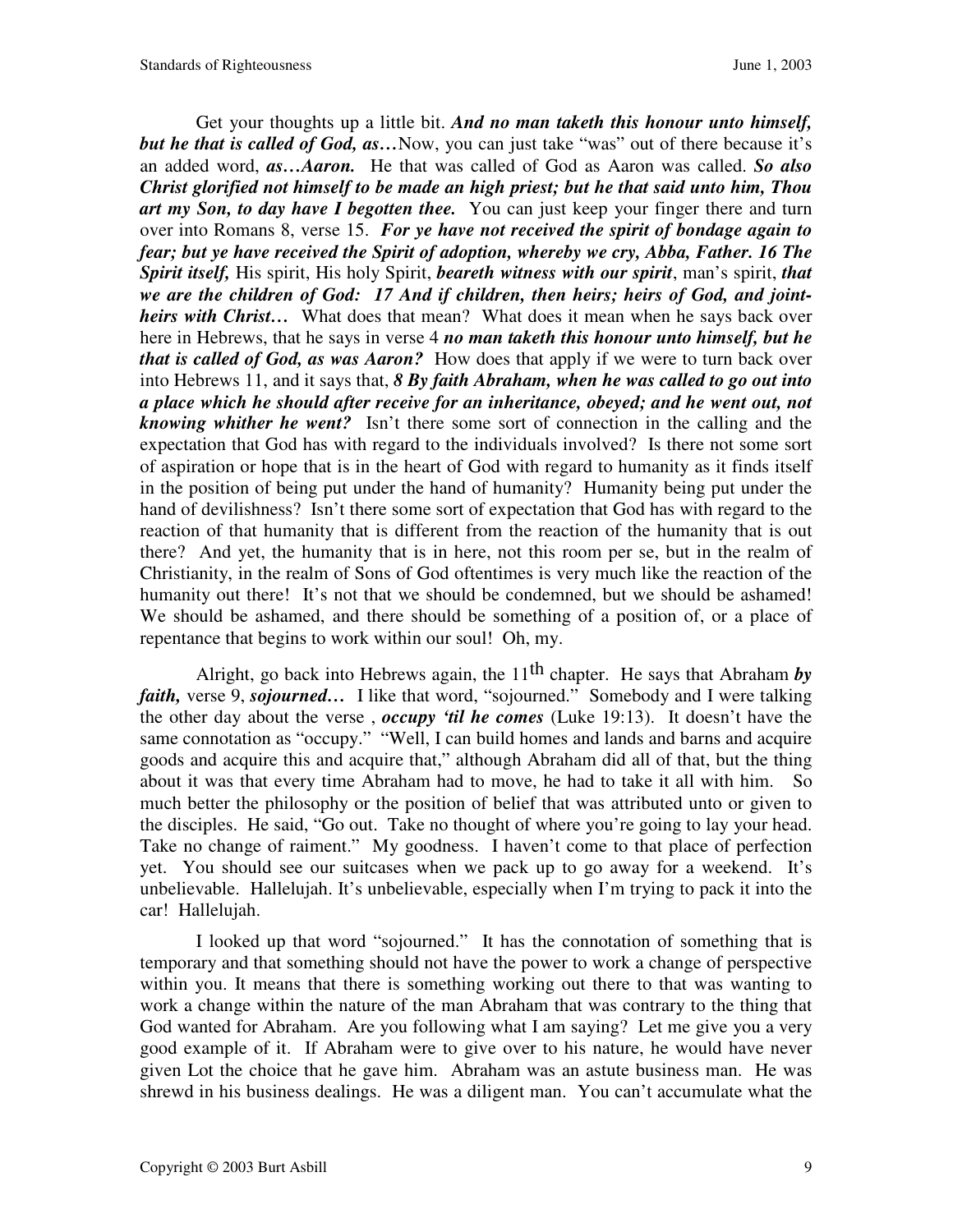Get your thoughts up a little bit. ***And no man taketh this honour unto himself, but he that is called of God, as…*** Now, you can just take "was" out of there because it's an added word, ***as…Aaron.*** He that was called of God as Aaron was called. ***So also Christ glorified not himself to be made an high priest; but he that said unto him, Thou art my Son, to day have I begotten thee.*** You can just keep your finger there and turn over into Romans 8, verse 15. ***For ye have not received the spirit of bondage again to fear; but ye have received the Spirit of adoption, whereby we cry, Abba, Father. 16 The Spirit itself,*** His spirit, His holy Spirit, ***beareth witness with our spirit***, man's spirit, ***that we are the children of God: 17 And if children, then heirs; heirs of God, and joint-heirs with Christ…*** What does that mean? What does it mean when he says back over here in Hebrews, that he says in verse 4 ***no man taketh this honour unto himself, but he that is called of God, as was Aaron?*** How does that apply if we were to turn back over into Hebrews 11, and it says that, ***8 By faith Abraham, when he was called to go out into a place which he should after receive for an inheritance, obeyed; and he went out, not knowing whither he went?*** Isn't there some sort of connection in the calling and the expectation that God has with regard to the individuals involved? Is there not some sort of aspiration or hope that is in the heart of God with regard to humanity as it finds itself in the position of being put under the hand of humanity? Humanity being put under the hand of devilishness? Isn't there some sort of expectation that God has with regard to the reaction of that humanity that is different from the reaction of the humanity that is out there? And yet, the humanity that is in here, not this room per se, but in the realm of Christianity, in the realm of Sons of God oftentimes is very much like the reaction of the humanity out there! It's not that we should be condemned, but we should be ashamed! We should be ashamed, and there should be something of a position of, or a place of repentance that begins to work within our soul! Oh, my.

Alright, go back into Hebrews again, the 11th chapter. He says that Abraham ***by faith,*** verse 9, ***sojourned…*** I like that word, "sojourned." Somebody and I were talking the other day about the verse , ***occupy 'til he comes*** (Luke 19:13). It doesn't have the same connotation as "occupy." "Well, I can build homes and lands and barns and acquire goods and acquire this and acquire that," although Abraham did all of that, but the thing about it was that every time Abraham had to move, he had to take it all with him. So much better the philosophy or the position of belief that was attributed unto or given to the disciples. He said, "Go out. Take no thought of where you're going to lay your head. Take no change of raiment." My goodness. I haven't come to that place of perfection yet. You should see our suitcases when we pack up to go away for a weekend. It's unbelievable. Hallelujah. It's unbelievable, especially when I'm trying to pack it into the car! Hallelujah.

I looked up that word "sojourned." It has the connotation of something that is temporary and that something should not have the power to work a change of perspective within you. It means that there is something working out there to that was wanting to work a change within the nature of the man Abraham that was contrary to the thing that God wanted for Abraham. Are you following what I am saying? Let me give you a very good example of it. If Abraham were to give over to his nature, he would have never given Lot the choice that he gave him. Abraham was an astute business man. He was shrewd in his business dealings. He was a diligent man. You can't accumulate what the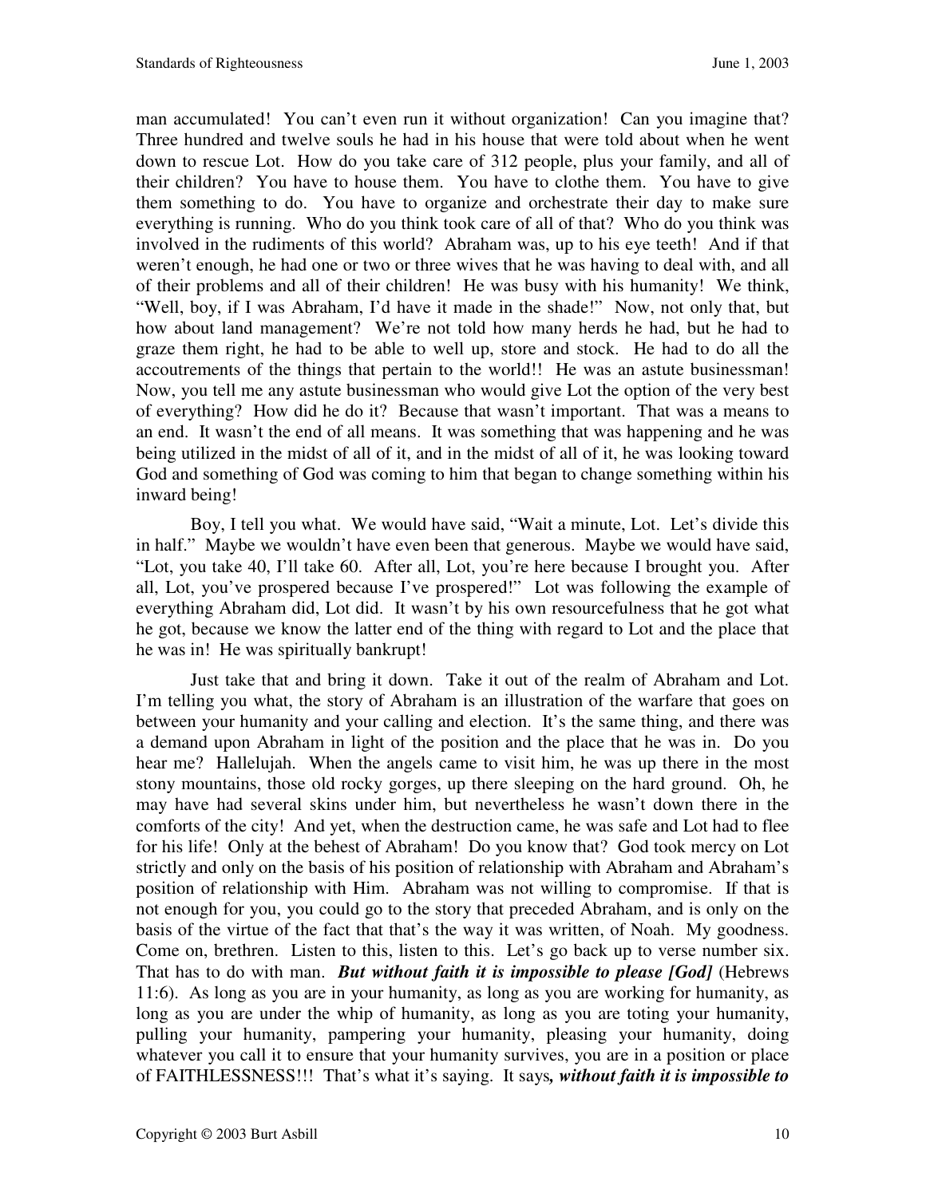man accumulated! You can't even run it without organization! Can you imagine that? Three hundred and twelve souls he had in his house that were told about when he went down to rescue Lot. How do you take care of 312 people, plus your family, and all of their children? You have to house them. You have to clothe them. You have to give them something to do. You have to organize and orchestrate their day to make sure everything is running. Who do you think took care of all of that? Who do you think was involved in the rudiments of this world? Abraham was, up to his eye teeth! And if that weren't enough, he had one or two or three wives that he was having to deal with, and all of their problems and all of their children! He was busy with his humanity! We think, "Well, boy, if I was Abraham, I'd have it made in the shade!" Now, not only that, but how about land management? We're not told how many herds he had, but he had to graze them right, he had to be able to well up, store and stock. He had to do all the accoutrements of the things that pertain to the world!! He was an astute businessman! Now, you tell me any astute businessman who would give Lot the option of the very best of everything? How did he do it? Because that wasn't important. That was a means to an end. It wasn't the end of all means. It was something that was happening and he was being utilized in the midst of all of it, and in the midst of all of it, he was looking toward God and something of God was coming to him that began to change something within his inward being!

Boy, I tell you what. We would have said, "Wait a minute, Lot. Let's divide this in half." Maybe we wouldn't have even been that generous. Maybe we would have said, "Lot, you take 40, I'll take 60. After all, Lot, you're here because I brought you. After all, Lot, you've prospered because I've prospered!" Lot was following the example of everything Abraham did, Lot did. It wasn't by his own resourcefulness that he got what he got, because we know the latter end of the thing with regard to Lot and the place that he was in! He was spiritually bankrupt!

Just take that and bring it down. Take it out of the realm of Abraham and Lot. I'm telling you what, the story of Abraham is an illustration of the warfare that goes on between your humanity and your calling and election. It's the same thing, and there was a demand upon Abraham in light of the position and the place that he was in. Do you hear me? Hallelujah. When the angels came to visit him, he was up there in the most stony mountains, those old rocky gorges, up there sleeping on the hard ground. Oh, he may have had several skins under him, but nevertheless he wasn't down there in the comforts of the city! And yet, when the destruction came, he was safe and Lot had to flee for his life! Only at the behest of Abraham! Do you know that? God took mercy on Lot strictly and only on the basis of his position of relationship with Abraham and Abraham's position of relationship with Him. Abraham was not willing to compromise. If that is not enough for you, you could go to the story that preceded Abraham, and is only on the basis of the virtue of the fact that that's the way it was written, of Noah. My goodness. Come on, brethren. Listen to this, listen to this. Let's go back up to verse number six. That has to do with man. ***But without faith it is impossible to please [God]*** (Hebrews 11:6). As long as you are in your humanity, as long as you are working for humanity, as long as you are under the whip of humanity, as long as you are toting your humanity, pulling your humanity, pampering your humanity, pleasing your humanity, doing whatever you call it to ensure that your humanity survives, you are in a position or place of FAITHLESSNESS!!! That's what it's saying. It says***, without faith it is impossible to***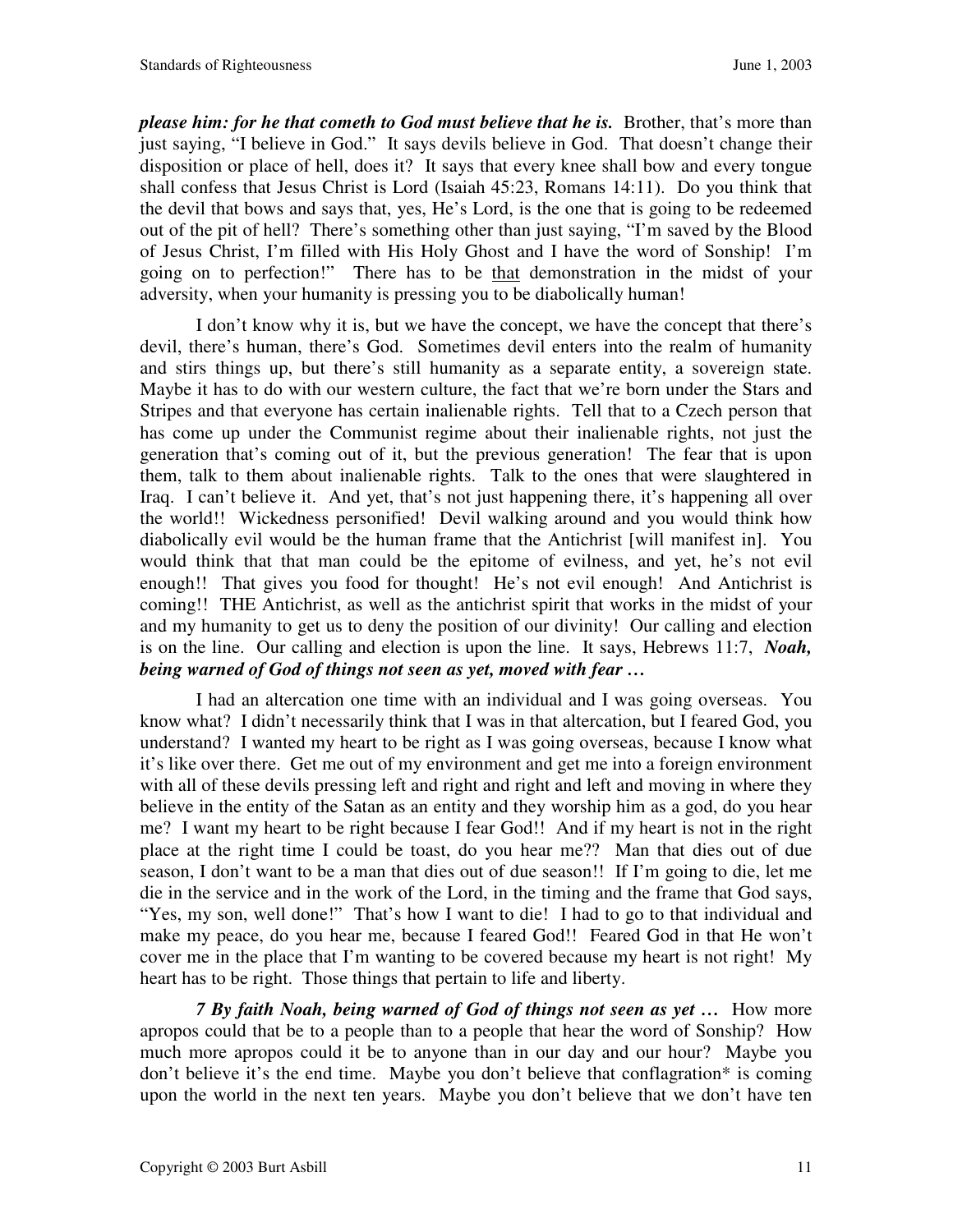***please him: for he that cometh to God must believe that he is.*** Brother, that's more than just saying, "I believe in God." It says devils believe in God. That doesn't change their disposition or place of hell, does it? It says that every knee shall bow and every tongue shall confess that Jesus Christ is Lord (Isaiah 45:23, Romans 14:11). Do you think that the devil that bows and says that, yes, He's Lord, is the one that is going to be redeemed out of the pit of hell? There's something other than just saying, "I'm saved by the Blood of Jesus Christ, I'm filled with His Holy Ghost and I have the word of Sonship! I'm going on to perfection!" There has to be <u>that</u> demonstration in the midst of your adversity, when your humanity is pressing you to be diabolically human!

I don't know why it is, but we have the concept, we have the concept that there's devil, there's human, there's God. Sometimes devil enters into the realm of humanity and stirs things up, but there's still humanity as a separate entity, a sovereign state. Maybe it has to do with our western culture, the fact that we're born under the Stars and Stripes and that everyone has certain inalienable rights. Tell that to a Czech person that has come up under the Communist regime about their inalienable rights, not just the generation that's coming out of it, but the previous generation! The fear that is upon them, talk to them about inalienable rights. Talk to the ones that were slaughtered in Iraq. I can't believe it. And yet, that's not just happening there, it's happening all over the world!! Wickedness personified! Devil walking around and you would think how diabolically evil would be the human frame that the Antichrist [will manifest in]. You would think that that man could be the epitome of evilness, and yet, he's not evil enough!! That gives you food for thought! He's not evil enough! And Antichrist is coming!! THE Antichrist, as well as the antichrist spirit that works in the midst of your and my humanity to get us to deny the position of our divinity! Our calling and election is on the line. Our calling and election is upon the line. It says, Hebrews 11:7, ***Noah, being warned of God of things not seen as yet, moved with fear …***

I had an altercation one time with an individual and I was going overseas. You know what? I didn't necessarily think that I was in that altercation, but I feared God, you understand? I wanted my heart to be right as I was going overseas, because I know what it's like over there. Get me out of my environment and get me into a foreign environment with all of these devils pressing left and right and right and left and moving in where they believe in the entity of the Satan as an entity and they worship him as a god, do you hear me? I want my heart to be right because I fear God!! And if my heart is not in the right place at the right time I could be toast, do you hear me?? Man that dies out of due season, I don't want to be a man that dies out of due season!! If I'm going to die, let me die in the service and in the work of the Lord, in the timing and the frame that God says, "Yes, my son, well done!" That's how I want to die! I had to go to that individual and make my peace, do you hear me, because I feared God!! Feared God in that He won't cover me in the place that I'm wanting to be covered because my heart is not right! My heart has to be right. Those things that pertain to life and liberty.

***7 By faith Noah, being warned of God of things not seen as yet …*** How more apropos could that be to a people than to a people that hear the word of Sonship? How much more apropos could it be to anyone than in our day and our hour? Maybe you don't believe it's the end time. Maybe you don't believe that conflagration* is coming upon the world in the next ten years. Maybe you don't believe that we don't have ten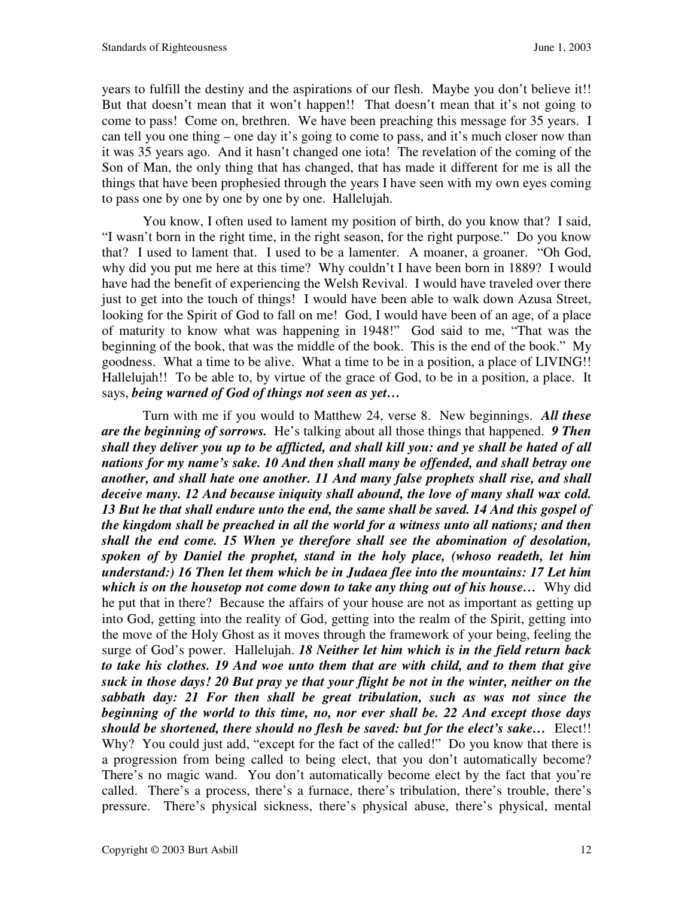years to fulfill the destiny and the aspirations of our flesh. Maybe you don't believe it!! But that doesn't mean that it won't happen!! That doesn't mean that it's not going to come to pass! Come on, brethren. We have been preaching this message for 35 years. I can tell you one thing – one day it's going to come to pass, and it's much closer now than it was 35 years ago. And it hasn't changed one iota! The revelation of the coming of the Son of Man, the only thing that has changed, that has made it different for me is all the things that have been prophesied through the years I have seen with my own eyes coming to pass one by one by one by one by one. Hallelujah.

You know, I often used to lament my position of birth, do you know that? I said, "I wasn't born in the right time, in the right season, for the right purpose." Do you know that? I used to lament that. I used to be a lamenter. A moaner, a groaner. "Oh God, why did you put me here at this time? Why couldn't I have been born in 1889? I would have had the benefit of experiencing the Welsh Revival. I would have traveled over there just to get into the touch of things! I would have been able to walk down Azusa Street, looking for the Spirit of God to fall on me! God, I would have been of an age, of a place of maturity to know what was happening in 1948!" God said to me, "That was the beginning of the book, that was the middle of the book. This is the end of the book." My goodness. What a time to be alive. What a time to be in a position, a place of LIVING!! Hallelujah!! To be able to, by virtue of the grace of God, to be in a position, a place. It says, ***being warned of God of things not seen as yet…***

Turn with me if you would to Matthew 24, verse 8. New beginnings. ***All these are the beginning of sorrows.*** He's talking about all those things that happened. ***9 Then shall they deliver you up to be afflicted, and shall kill you: and ye shall be hated of all nations for my name's sake. 10 And then shall many be offended, and shall betray one another, and shall hate one another. 11 And many false prophets shall rise, and shall deceive many. 12 And because iniquity shall abound, the love of many shall wax cold. 13 But he that shall endure unto the end, the same shall be saved. 14 And this gospel of the kingdom shall be preached in all the world for a witness unto all nations; and then shall the end come. 15 When ye therefore shall see the abomination of desolation, spoken of by Daniel the prophet, stand in the holy place, (whoso readeth, let him understand:) 16 Then let them which be in Judaea flee into the mountains: 17 Let him which is on the housetop not come down to take any thing out of his house…*** Why did he put that in there? Because the affairs of your house are not as important as getting up into God, getting into the reality of God, getting into the realm of the Spirit, getting into the move of the Holy Ghost as it moves through the framework of your being, feeling the surge of God's power. Hallelujah. ***18 Neither let him which is in the field return back to take his clothes. 19 And woe unto them that are with child, and to them that give suck in those days! 20 But pray ye that your flight be not in the winter, neither on the sabbath day: 21 For then shall be great tribulation, such as was not since the beginning of the world to this time, no, nor ever shall be. 22 And except those days should be shortened, there should no flesh be saved: but for the elect's sake…*** Elect!! Why? You could just add, "except for the fact of the called!" Do you know that there is a progression from being called to being elect, that you don't automatically become? There's no magic wand. You don't automatically become elect by the fact that you're called. There's a process, there's a furnace, there's tribulation, there's trouble, there's pressure. There's physical sickness, there's physical abuse, there's physical, mental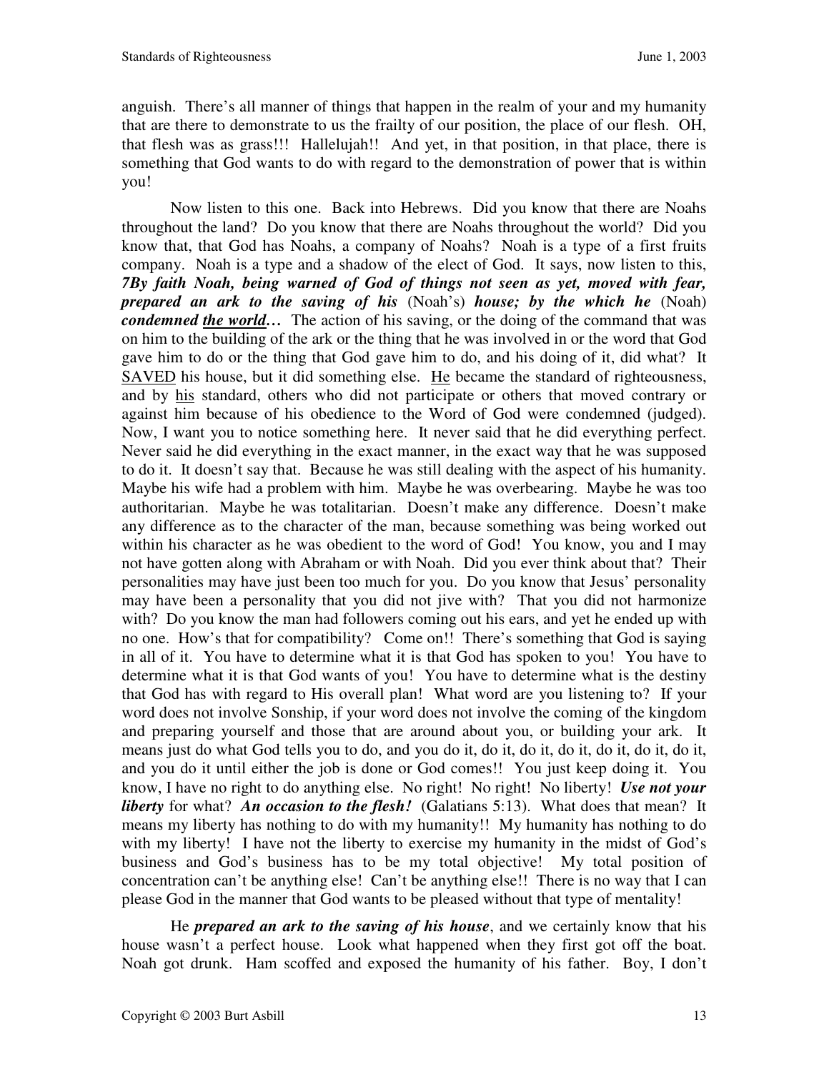anguish. There's all manner of things that happen in the realm of your and my humanity that are there to demonstrate to us the frailty of our position, the place of our flesh. OH, that flesh was as grass!!! Hallelujah!! And yet, in that position, in that place, there is something that God wants to do with regard to the demonstration of power that is within you!

Now listen to this one. Back into Hebrews. Did you know that there are Noahs throughout the land? Do you know that there are Noahs throughout the world? Did you know that, that God has Noahs, a company of Noahs? Noah is a type of a first fruits company. Noah is a type and a shadow of the elect of God. It says, now listen to this, ***7By faith Noah, being warned of God of things not seen as yet, moved with fear, prepared an ark to the saving of his*** (Noah's) ***house; by the which he*** (Noah) ***condemned <u>the world</u>…*** The action of his saving, or the doing of the command that was on him to the building of the ark or the thing that he was involved in or the word that God gave him to do or the thing that God gave him to do, and his doing of it, did what? It <u>SAVED</u> his house, but it did something else. <u>He</u> became the standard of righteousness, and by <u>his</u> standard, others who did not participate or others that moved contrary or against him because of his obedience to the Word of God were condemned (judged). Now, I want you to notice something here. It never said that he did everything perfect. Never said he did everything in the exact manner, in the exact way that he was supposed to do it. It doesn't say that. Because he was still dealing with the aspect of his humanity. Maybe his wife had a problem with him. Maybe he was overbearing. Maybe he was too authoritarian. Maybe he was totalitarian. Doesn't make any difference. Doesn't make any difference as to the character of the man, because something was being worked out within his character as he was obedient to the word of God! You know, you and I may not have gotten along with Abraham or with Noah. Did you ever think about that? Their personalities may have just been too much for you. Do you know that Jesus' personality may have been a personality that you did not jive with? That you did not harmonize with? Do you know the man had followers coming out his ears, and yet he ended up with no one. How's that for compatibility? Come on!! There's something that God is saying in all of it. You have to determine what it is that God has spoken to you! You have to determine what it is that God wants of you! You have to determine what is the destiny that God has with regard to His overall plan! What word are you listening to? If your word does not involve Sonship, if your word does not involve the coming of the kingdom and preparing yourself and those that are around about you, or building your ark. It means just do what God tells you to do, and you do it, do it, do it, do it, do it, do it, do it, and you do it until either the job is done or God comes!! You just keep doing it. You know, I have no right to do anything else. No right! No right! No liberty! ***Use not your liberty*** for what? ***An occasion to the flesh!*** (Galatians 5:13). What does that mean? It means my liberty has nothing to do with my humanity!! My humanity has nothing to do with my liberty! I have not the liberty to exercise my humanity in the midst of God's business and God's business has to be my total objective! My total position of concentration can't be anything else! Can't be anything else!! There is no way that I can please God in the manner that God wants to be pleased without that type of mentality!

He ***prepared an ark to the saving of his house***, and we certainly know that his house wasn't a perfect house. Look what happened when they first got off the boat. Noah got drunk. Ham scoffed and exposed the humanity of his father. Boy, I don't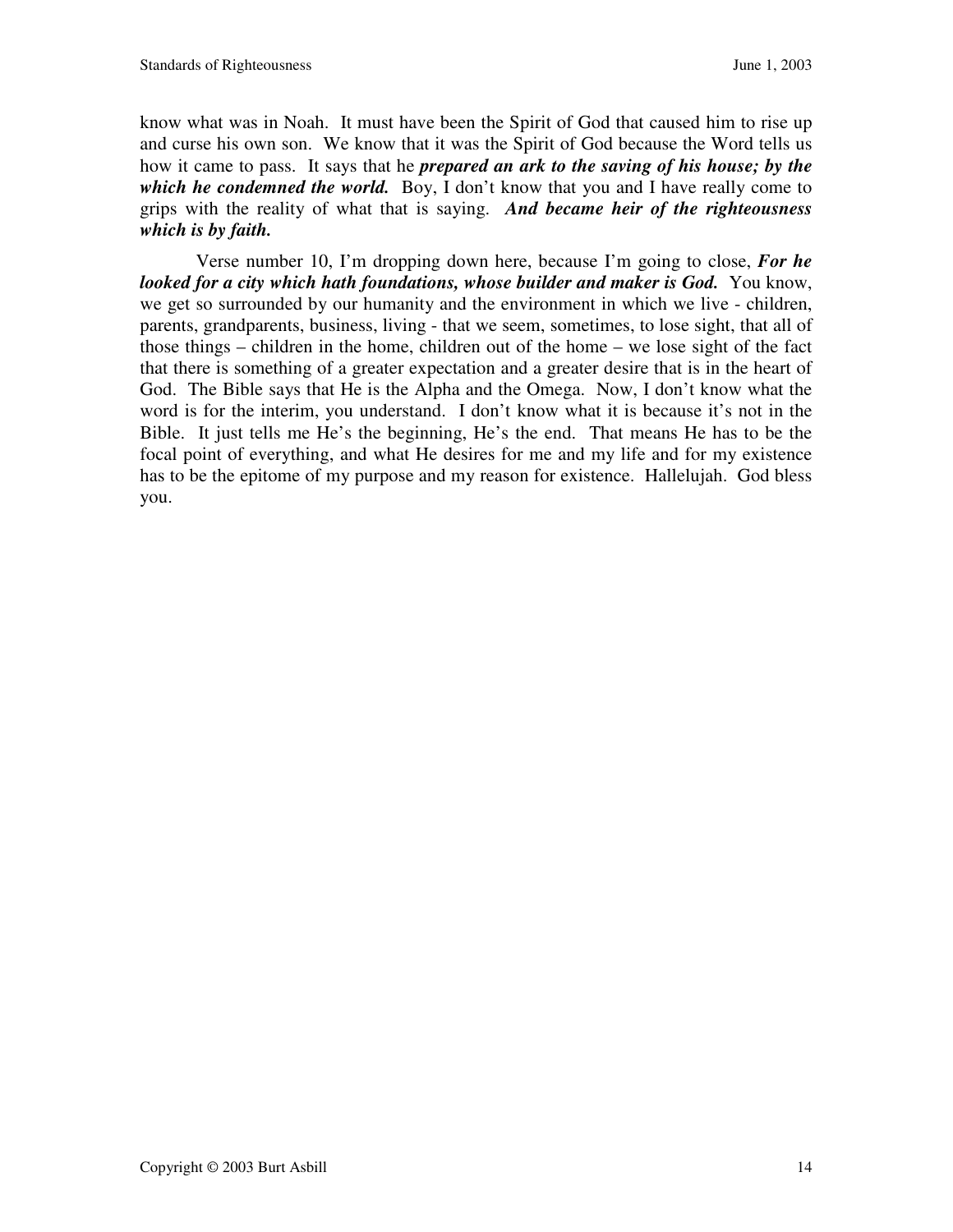know what was in Noah. It must have been the Spirit of God that caused him to rise up and curse his own son. We know that it was the Spirit of God because the Word tells us how it came to pass. It says that he ***prepared an ark to the saving of his house; by the which he condemned the world.*** Boy, I don't know that you and I have really come to grips with the reality of what that is saying. ***And became heir of the righteousness which is by faith.***

Verse number 10, I'm dropping down here, because I'm going to close, ***For he looked for a city which hath foundations, whose builder and maker is God.*** You know, we get so surrounded by our humanity and the environment in which we live - children, parents, grandparents, business, living - that we seem, sometimes, to lose sight, that all of those things – children in the home, children out of the home – we lose sight of the fact that there is something of a greater expectation and a greater desire that is in the heart of God. The Bible says that He is the Alpha and the Omega. Now, I don't know what the word is for the interim, you understand. I don't know what it is because it's not in the Bible. It just tells me He's the beginning, He's the end. That means He has to be the focal point of everything, and what He desires for me and my life and for my existence has to be the epitome of my purpose and my reason for existence. Hallelujah. God bless you.